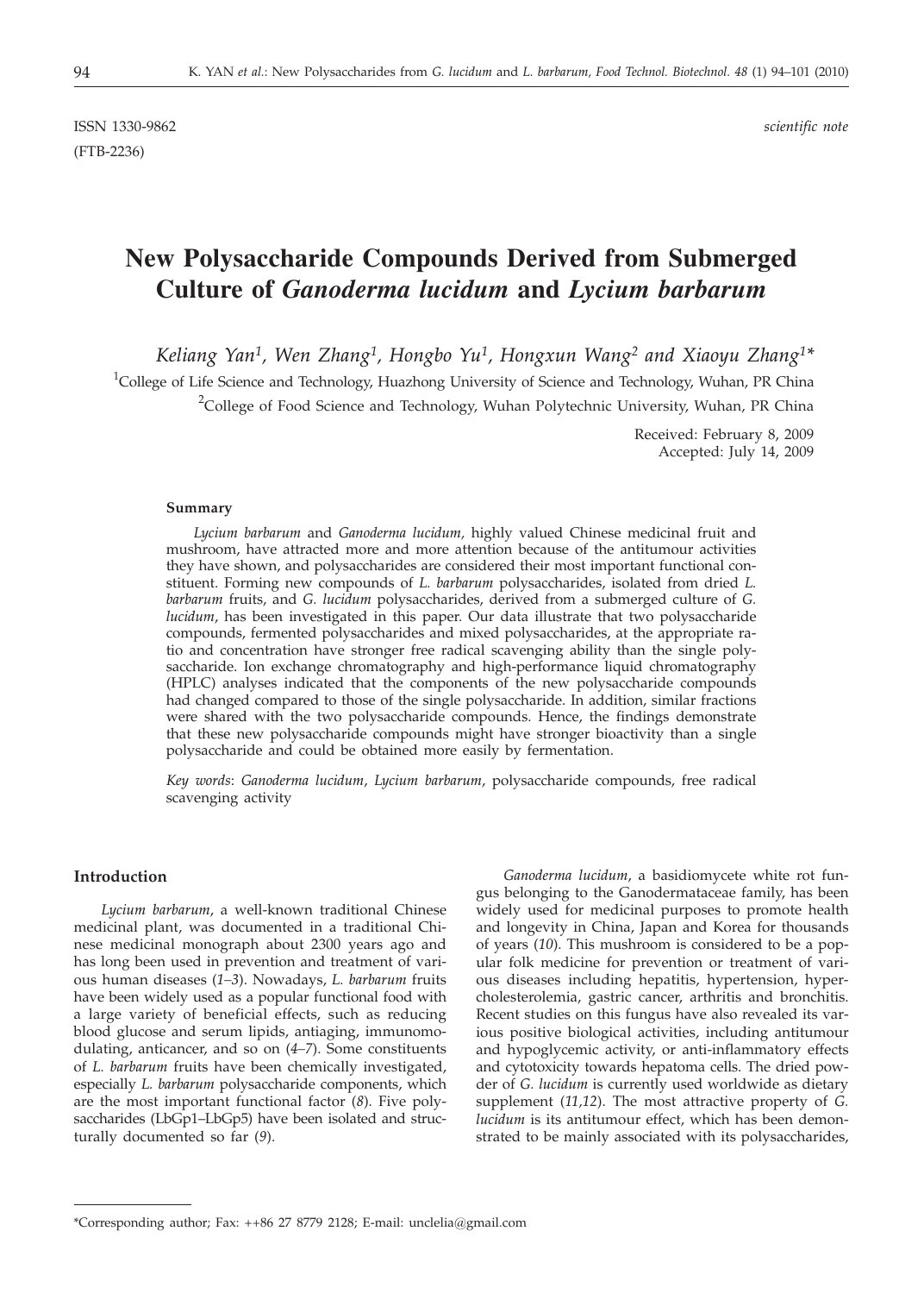ISSN 1330-9862 *scientific note*
(FTB-2236)

# New Polysaccharide Compounds Derived from Submerged Culture of *Ganoderma lucidum* and *Lycium barbarum*

*Keliang Yan[1], Wen Zhang[1], Hongbo Yu[1], Hongxun Wang[2] and Xiaoyu Zhang[1]\**

[1]College of Life Science and Technology, Huazhong University of Science and Technology, Wuhan, PR China

[2]College of Food Science and Technology, Wuhan Polytechnic University, Wuhan, PR China

Received: February 8, 2009
Accepted: July 14, 2009

### Summary

*Lycium barbarum* and *Ganoderma lucidum*, highly valued Chinese medicinal fruit and mushroom, have attracted more and more attention because of the antitumour activities they have shown, and polysaccharides are considered their most important functional constituent. Forming new compounds of *L. barbarum* polysaccharides, isolated from dried *L. barbarum* fruits, and *G. lucidum* polysaccharides, derived from a submerged culture of *G. lucidum*, has been investigated in this paper. Our data illustrate that two polysaccharide compounds, fermented polysaccharides and mixed polysaccharides, at the appropriate ratio and concentration have stronger free radical scavenging ability than the single polysaccharide. Ion exchange chromatography and high-performance liquid chromatography (HPLC) analyses indicated that the components of the new polysaccharide compounds had changed compared to those of the single polysaccharide. In addition, similar fractions were shared with the two polysaccharide compounds. Hence, the findings demonstrate that these new polysaccharide compounds might have stronger bioactivity than a single polysaccharide and could be obtained more easily by fermentation.

*Key words*: *Ganoderma lucidum*, *Lycium barbarum*, polysaccharide compounds, free radical scavenging activity

## Introduction

*Lycium barbarum*, a well-known traditional Chinese medicinal plant, was documented in a traditional Chinese medicinal monograph about 2300 years ago and has long been used in prevention and treatment of various human diseases (*1–3*). Nowadays, *L. barbarum* fruits have been widely used as a popular functional food with a large variety of beneficial effects, such as reducing blood glucose and serum lipids, antiaging, immunomodulating, anticancer, and so on (*4–7*). Some constituents of *L. barbarum* fruits have been chemically investigated, especially *L. barbarum* polysaccharide components, which are the most important functional factor (*8*). Five polysaccharides (LbGp1–LbGp5) have been isolated and structurally documented so far (*9*).

*Ganoderma lucidum*, a basidiomycete white rot fungus belonging to the Ganodermataceae family, has been widely used for medicinal purposes to promote health and longevity in China, Japan and Korea for thousands of years (*10*). This mushroom is considered to be a popular folk medicine for prevention or treatment of various diseases including hepatitis, hypertension, hypercholesterolemia, gastric cancer, arthritis and bronchitis. Recent studies on this fungus have also revealed its various positive biological activities, including antitumour and hypoglycemic activity, or anti-inflammatory effects and cytotoxicity towards hepatoma cells. The dried powder of *G. lucidum* is currently used worldwide as dietary supplement (*11,12*). The most attractive property of *G. lucidum* is its antitumour effect, which has been demonstrated to be mainly associated with its polysaccharides,

\*Corresponding author; Fax: ++86 27 8779 2128; E-mail: unclelia@gmail.com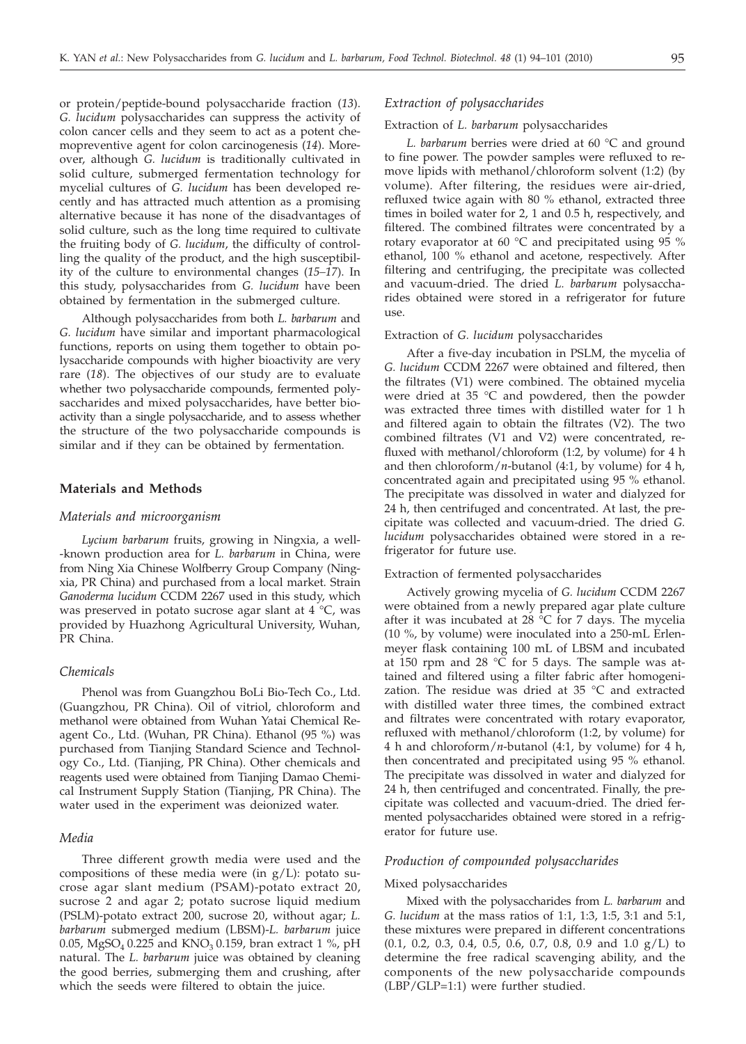or protein/peptide-bound polysaccharide fraction (*13*). *G. lucidum* polysaccharides can suppress the activity of colon cancer cells and they seem to act as a potent chemopreventive agent for colon carcinogenesis (*14*). Moreover, although *G. lucidum* is traditionally cultivated in solid culture, submerged fermentation technology for mycelial cultures of *G. lucidum* has been developed recently and has attracted much attention as a promising alternative because it has none of the disadvantages of solid culture, such as the long time required to cultivate the fruiting body of *G. lucidum*, the difficulty of controlling the quality of the product, and the high susceptibility of the culture to environmental changes (*15–17*). In this study, polysaccharides from *G. lucidum* have been obtained by fermentation in the submerged culture.

Although polysaccharides from both *L. barbarum* and *G. lucidum* have similar and important pharmacological functions, reports on using them together to obtain polysaccharide compounds with higher bioactivity are very rare (*18*). The objectives of our study are to evaluate whether two polysaccharide compounds, fermented polysaccharides and mixed polysaccharides, have better bioactivity than a single polysaccharide, and to assess whether the structure of the two polysaccharide compounds is similar and if they can be obtained by fermentation.

## Materials and Methods

### *Materials and microorganism*

*Lycium barbarum* fruits, growing in Ningxia, a well-known production area for *L. barbarum* in China, were from Ning Xia Chinese Wolfberry Group Company (Ningxia, PR China) and purchased from a local market. Strain *Ganoderma lucidum* CCDM 2267 used in this study, which was preserved in potato sucrose agar slant at 4 °C, was provided by Huazhong Agricultural University, Wuhan, PR China.

### *Chemicals*

Phenol was from Guangzhou BoLi Bio-Tech Co., Ltd. (Guangzhou, PR China). Oil of vitriol, chloroform and methanol were obtained from Wuhan Yatai Chemical Reagent Co., Ltd. (Wuhan, PR China). Ethanol (95 %) was purchased from Tianjing Standard Science and Technology Co., Ltd. (Tianjing, PR China). Other chemicals and reagents used were obtained from Tianjing Damao Chemical Instrument Supply Station (Tianjing, PR China). The water used in the experiment was deionized water.

### *Media*

Three different growth media were used and the compositions of these media were (in g/L): potato sucrose agar slant medium (PSAM)-potato extract 20, sucrose 2 and agar 2; potato sucrose liquid medium (PSLM)-potato extract 200, sucrose 20, without agar; *L. barbarum* submerged medium (LBSM)-*L. barbarum* juice 0.05, $MgSO_4$ 0.225 and $KNO_3$ 0.159, bran extract 1 %, pH natural. The *L. barbarum* juice was obtained by cleaning the good berries, submerging them and crushing, after which the seeds were filtered to obtain the juice.

### *Extraction of polysaccharides*

#### Extraction of *L. barbarum* polysaccharides

*L. barbarum* berries were dried at 60 °C and ground to fine power. The powder samples were refluxed to remove lipids with methanol/chloroform solvent (1:2) (by volume). After filtering, the residues were air-dried, refluxed twice again with 80 % ethanol, extracted three times in boiled water for 2, 1 and 0.5 h, respectively, and filtered. The combined filtrates were concentrated by a rotary evaporator at 60 °C and precipitated using 95 % ethanol, 100 % ethanol and acetone, respectively. After filtering and centrifuging, the precipitate was collected and vacuum-dried. The dried *L. barbarum* polysaccharides obtained were stored in a refrigerator for future use.

#### Extraction of *G. lucidum* polysaccharides

After a five-day incubation in PSLM, the mycelia of *G. lucidum* CCDM 2267 were obtained and filtered, then the filtrates (V1) were combined. The obtained mycelia were dried at 35 °C and powdered, then the powder was extracted three times with distilled water for 1 h and filtered again to obtain the filtrates (V2). The two combined filtrates (V1 and V2) were concentrated, refluxed with methanol/chloroform (1:2, by volume) for 4 h and then chloroform/*n*-butanol (4:1, by volume) for 4 h, concentrated again and precipitated using 95 % ethanol. The precipitate was dissolved in water and dialyzed for 24 h, then centrifuged and concentrated. At last, the precipitate was collected and vacuum-dried. The dried *G. lucidum* polysaccharides obtained were stored in a refrigerator for future use.

#### Extraction of fermented polysaccharides

Actively growing mycelia of *G. lucidum* CCDM 2267 were obtained from a newly prepared agar plate culture after it was incubated at 28 °C for 7 days. The mycelia (10 %, by volume) were inoculated into a 250-mL Erlenmeyer flask containing 100 mL of LBSM and incubated at 150 rpm and 28 °C for 5 days. The sample was attained and filtered using a filter fabric after homogenization. The residue was dried at 35 °C and extracted with distilled water three times, the combined extract and filtrates were concentrated with rotary evaporator, refluxed with methanol/chloroform (1:2, by volume) for 4 h and chloroform/*n*-butanol (4:1, by volume) for 4 h, then concentrated and precipitated using 95 % ethanol. The precipitate was dissolved in water and dialyzed for 24 h, then centrifuged and concentrated. Finally, the precipitate was collected and vacuum-dried. The dried fermented polysaccharides obtained were stored in a refrigerator for future use.

### *Production of compounded polysaccharides*

#### Mixed polysaccharides

Mixed with the polysaccharides from *L. barbarum* and *G. lucidum* at the mass ratios of 1:1, 1:3, 1:5, 3:1 and 5:1, these mixtures were prepared in different concentrations (0.1, 0.2, 0.3, 0.4, 0.5, 0.6, 0.7, 0.8, 0.9 and 1.0 g/L) to determine the free radical scavenging ability, and the components of the new polysaccharide compounds (LBP/GLP=1:1) were further studied.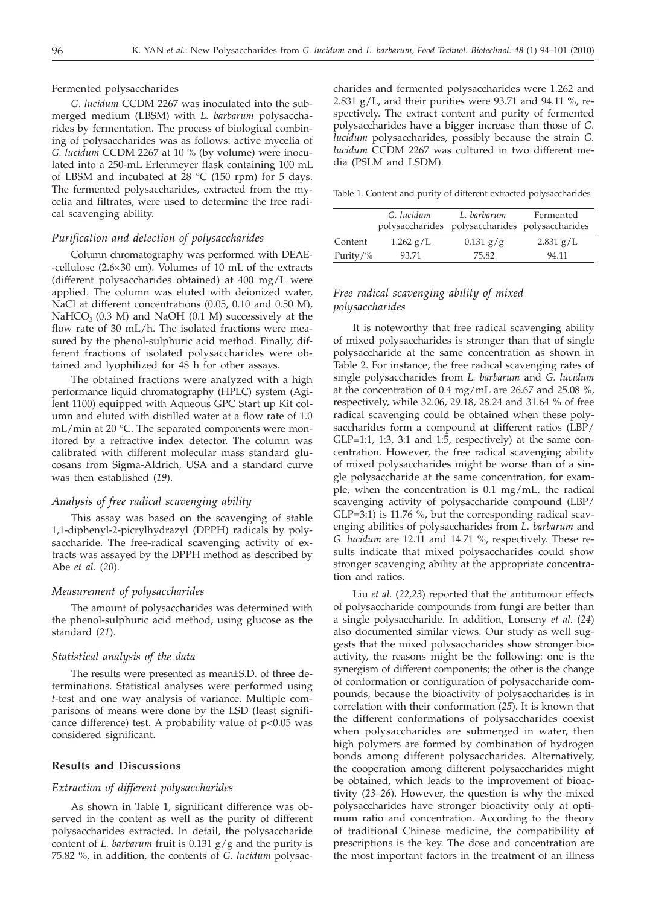Fermented polysaccharides

*G. lucidum* CCDM 2267 was inoculated into the submerged medium (LBSM) with *L. barbarum* polysaccharides by fermentation. The process of biological combining of polysaccharides was as follows: active mycelia of *G. lucidum* CCDM 2267 at 10 % (by volume) were inoculated into a 250-mL Erlenmeyer flask containing 100 mL of LBSM and incubated at 28 °C (150 rpm) for 5 days. The fermented polysaccharides, extracted from the mycelia and filtrates, were used to determine the free radical scavenging ability.

### *Purification and detection of polysaccharides*

Column chromatography was performed with DEAE-cellulose (2.6×30 cm). Volumes of 10 mL of the extracts (different polysaccharides obtained) at 400 mg/L were applied. The column was eluted with deionized water, NaCl at different concentrations (0.05, 0.10 and 0.50 M), $NaHCO_3$ (0.3 M) and NaOH (0.1 M) successively at the flow rate of 30 mL/h. The isolated fractions were measured by the phenol-sulphuric acid method. Finally, different fractions of isolated polysaccharides were obtained and lyophilized for 48 h for other assays.

The obtained fractions were analyzed with a high performance liquid chromatography (HPLC) system (Agilent 1100) equipped with Aqueous GPC Start up Kit column and eluted with distilled water at a flow rate of 1.0 mL/min at 20 °C. The separated components were monitored by a refractive index detector. The column was calibrated with different molecular mass standard glucosans from Sigma-Aldrich, USA and a standard curve was then established (*19*).

### *Analysis of free radical scavenging ability*

This assay was based on the scavenging of stable 1,1-diphenyl-2-picrylhydrazyl (DPPH) radicals by polysaccharide. The free-radical scavenging activity of extracts was assayed by the DPPH method as described by Abe *et al.* (*20*).

### *Measurement of polysaccharides*

The amount of polysaccharides was determined with the phenol-sulphuric acid method, using glucose as the standard (*21*).

### *Statistical analysis of the data*

The results were presented as mean±S.D. of three determinations. Statistical analyses were performed using *t*-test and one way analysis of variance. Multiple comparisons of means were done by the LSD (least significance difference) test. A probability value of $p<0.05$ was considered significant.

## Results and Discussions

### *Extraction of different polysaccharides*

As shown in Table 1, significant difference was observed in the content as well as the purity of different polysaccharides extracted. In detail, the polysaccharide content of *L. barbarum* fruit is 0.131 g/g and the purity is 75.82 %, in addition, the contents of *G. lucidum* polysaccharides and fermented polysaccharides were 1.262 and 2.831 g/L, and their purities were 93.71 and 94.11 %, respectively. The extract content and purity of fermented polysaccharides have a bigger increase than those of *G. lucidum* polysaccharides, possibly because the strain *G. lucidum* CCDM 2267 was cultured in two different media (PSLM and LSDM).

Table 1. Content and purity of different extracted polysaccharides

| | *G. lucidum* polysaccharides | *L. barbarum* polysaccharides | Fermented polysaccharides |
|---|---|---|---|
| Content | 1.262 g/L | 0.131 g/g | 2.831 g/L |
| Purity/% | 93.71 | 75.82 | 94.11 |

### *Free radical scavenging ability of mixed polysaccharides*

It is noteworthy that free radical scavenging ability of mixed polysaccharides is stronger than that of single polysaccharide at the same concentration as shown in Table 2. For instance, the free radical scavenging rates of single polysaccharides from *L. barbarum* and *G. lucidum* at the concentration of 0.4 mg/mL are 26.67 and 25.08 %, respectively, while 32.06, 29.18, 28.24 and 31.64 % of free radical scavenging could be obtained when these polysaccharides form a compound at different ratios (LBP/GLP=1:1, 1:3, 3:1 and 1:5, respectively) at the same concentration. However, the free radical scavenging ability of mixed polysaccharides might be worse than of a single polysaccharide at the same concentration, for example, when the concentration is 0.1 mg/mL, the radical scavenging activity of polysaccharide compound (LBP/GLP=3:1) is 11.76 %, but the corresponding radical scavenging abilities of polysaccharides from *L. barbarum* and *G. lucidum* are 12.11 and 14.71 %, respectively. These results indicate that mixed polysaccharides could show stronger scavenging ability at the appropriate concentration and ratios.

Liu *et al.* (*22,23*) reported that the antitumour effects of polysaccharide compounds from fungi are better than a single polysaccharide. In addition, Lonseny *et al.* (*24*) also documented similar views. Our study as well suggests that the mixed polysaccharides show stronger bioactivity, the reasons might be the following: one is the synergism of different components; the other is the change of conformation or configuration of polysaccharide compounds, because the bioactivity of polysaccharides is in correlation with their conformation (*25*). It is known that the different conformations of polysaccharides coexist when polysaccharides are submerged in water, then high polymers are formed by combination of hydrogen bonds among different polysaccharides. Alternatively, the cooperation among different polysaccharides might be obtained, which leads to the improvement of bioactivity (*23–26*). However, the question is why the mixed polysaccharides have stronger bioactivity only at optimum ratio and concentration. According to the theory of traditional Chinese medicine, the compatibility of prescriptions is the key. The dose and concentration are the most important factors in the treatment of an illness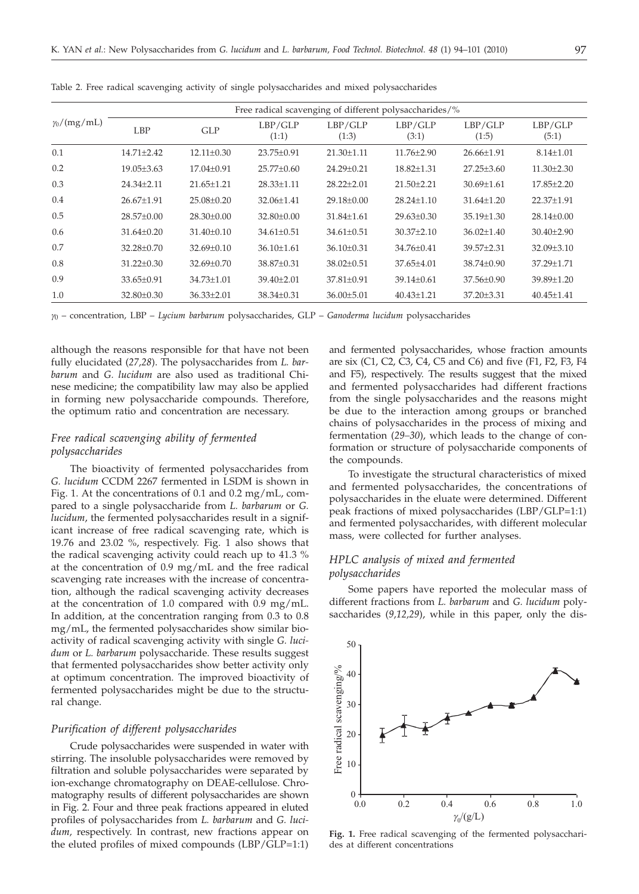Table 2. Free radical scavenging activity of single polysaccharides and mixed polysaccharides

| $\gamma_0$/(mg/mL) | Free radical scavenging of different polysaccharides/% | | | | | | |
|---|---|---|---|---|---|---|---|
| | LBP | GLP | LBP/GLP (1:1) | LBP/GLP (1:3) | LBP/GLP (3:1) | LBP/GLP (1:5) | LBP/GLP (5:1) |
| 0.1 | 14.71±2.42 | 12.11±0.30 | 23.75±0.91 | 21.30±1.11 | 11.76±2.90 | 26.66±1.91 | 8.14±1.01 |
| 0.2 | 19.05±3.63 | 17.04±0.91 | 25.77±0.60 | 24.29±0.21 | 18.82±1.31 | 27.25±3.60 | 11.30±2.30 |
| 0.3 | 24.34±2.11 | 21.65±1.21 | 28.33±1.11 | 28.22±2.01 | 21.50±2.21 | 30.69±1.61 | 17.85±2.20 |
| 0.4 | 26.67±1.91 | 25.08±0.20 | 32.06±1.41 | 29.18±0.00 | 28.24±1.10 | 31.64±1.20 | 22.37±1.91 |
| 0.5 | 28.57±0.00 | 28.30±0.00 | 32.80±0.00 | 31.84±1.61 | 29.63±0.30 | 35.19±1.30 | 28.14±0.00 |
| 0.6 | 31.64±0.20 | 31.40±0.10 | 34.61±0.51 | 34.61±0.51 | 30.37±2.10 | 36.02±1.40 | 30.40±2.90 |
| 0.7 | 32.28±0.70 | 32.69±0.10 | 36.10±1.61 | 36.10±0.31 | 34.76±0.41 | 39.57±2.31 | 32.09±3.10 |
| 0.8 | 31.22±0.30 | 32.69±0.70 | 38.87±0.31 | 38.02±0.51 | 37.65±4.01 | 38.74±0.90 | 37.29±1.71 |
| 0.9 | 33.65±0.91 | 34.73±1.01 | 39.40±2.01 | 37.81±0.91 | 39.14±0.61 | 37.56±0.90 | 39.89±1.20 |
| 1.0 | 32.80±0.30 | 36.33±2.01 | 38.34±0.31 | 36.00±5.01 | 40.43±1.21 | 37.20±3.31 | 40.45±1.41 |

$\gamma_0$ – concentration, LBP – *Lycium barbarum* polysaccharides, GLP – *Ganoderma lucidum* polysaccharides

although the reasons responsible for that have not been fully elucidated (*27,28*). The polysaccharides from *L. barbarum* and *G. lucidum* are also used as traditional Chinese medicine; the compatibility law may also be applied in forming new polysaccharide compounds. Therefore, the optimum ratio and concentration are necessary.

### *Free radical scavenging ability of fermented polysaccharides*

The bioactivity of fermented polysaccharides from *G. lucidum* CCDM 2267 fermented in LSDM is shown in Fig. 1. At the concentrations of 0.1 and 0.2 mg/mL, compared to a single polysaccharide from *L. barbarum* or *G. lucidum*, the fermented polysaccharides result in a significant increase of free radical scavenging rate, which is 19.76 and 23.02 %, respectively. Fig. 1 also shows that the radical scavenging activity could reach up to 41.3 % at the concentration of 0.9 mg/mL and the free radical scavenging rate increases with the increase of concentration, although the radical scavenging activity decreases at the concentration of 1.0 compared with 0.9 mg/mL. In addition, at the concentration ranging from 0.3 to 0.8 mg/mL, the fermented polysaccharides show similar bioactivity of radical scavenging activity with single *G. lucidum* or *L. barbarum* polysaccharide. These results suggest that fermented polysaccharides show better activity only at optimum concentration. The improved bioactivity of fermented polysaccharides might be due to the structural change.

### *Purification of different polysaccharides*

Crude polysaccharides were suspended in water with stirring. The insoluble polysaccharides were removed by filtration and soluble polysaccharides were separated by ion-exchange chromatography on DEAE-cellulose. Chromatography results of different polysaccharides are shown in Fig. 2. Four and three peak fractions appeared in eluted profiles of polysaccharides from *L. barbarum* and *G. lucidum*, respectively. In contrast, new fractions appear on the eluted profiles of mixed compounds (LBP/GLP=1:1) and fermented polysaccharides, whose fraction amounts are six (C1, C2, C3, C4, C5 and C6) and five (F1, F2, F3, F4 and F5), respectively. The results suggest that the mixed and fermented polysaccharides had different fractions from the single polysaccharides and the reasons might be due to the interaction among groups or branched chains of polysaccharides in the process of mixing and fermentation (*29–30*), which leads to the change of conformation or structure of polysaccharide components of the compounds.

To investigate the structural characteristics of mixed and fermented polysaccharides, the concentrations of polysaccharides in the eluate were determined. Different peak fractions of mixed polysaccharides (LBP/GLP=1:1) and fermented polysaccharides, with different molecular mass, were collected for further analyses.

### *HPLC analysis of mixed and fermented polysaccharides*

Some papers have reported the molecular mass of different fractions from *L. barbarum* and *G. lucidum* polysaccharides (*9,12,29*), while in this paper, only the dis-

**Fig. 1.** Free radical scavenging of the fermented polysaccharides at different concentrations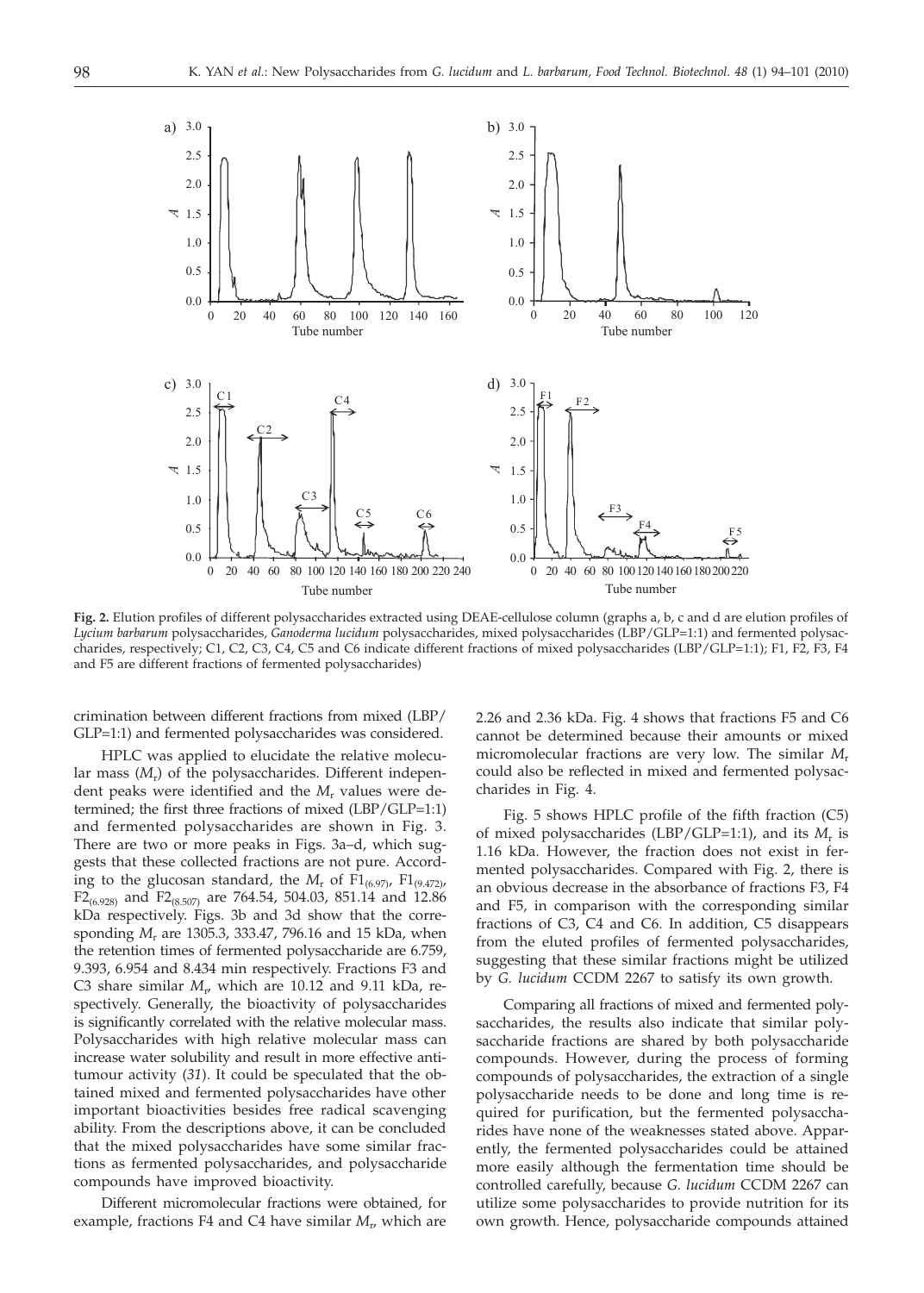**Fig. 2.** Elution profiles of different polysaccharides extracted using DEAE-cellulose column (graphs a, b, c and d are elution profiles of *Lycium barbarum* polysaccharides, *Ganoderma lucidum* polysaccharides, mixed polysaccharides (LBP/GLP=1:1) and fermented polysaccharides, respectively; C1, C2, C3, C4, C5 and C6 indicate different fractions of mixed polysaccharides (LBP/GLP=1:1); F1, F2, F3, F4 and F5 are different fractions of fermented polysaccharides)

crimination between different fractions from mixed (LBP/GLP=1:1) and fermented polysaccharides was considered.

HPLC was applied to elucidate the relative molecular mass ($M_r$) of the polysaccharides. Different independent peaks were identified and the $M_r$ values were determined; the first three fractions of mixed (LBP/GLP=1:1) and fermented polysaccharides are shown in Fig. 3. There are two or more peaks in Figs. 3a–d, which suggests that these collected fractions are not pure. According to the glucosan standard, the $M_r$ of $F1_{(6.97)}$, $F1_{(9.472)}$, $F2_{(6.928)}$ and $F2_{(8.507)}$ are 764.54, 504.03, 851.14 and 12.86 kDa respectively. Figs. 3b and 3d show that the corresponding $M_r$ are 1305.3, 333.47, 796.16 and 15 kDa, when the retention times of fermented polysaccharide are 6.759, 9.393, 6.954 and 8.434 min respectively. Fractions F3 and C3 share similar $M_r$, which are 10.12 and 9.11 kDa, respectively. Generally, the bioactivity of polysaccharides is significantly correlated with the relative molecular mass. Polysaccharides with high relative molecular mass can increase water solubility and result in more effective antitumour activity (*31*). It could be speculated that the obtained mixed and fermented polysaccharides have other important bioactivities besides free radical scavenging ability. From the descriptions above, it can be concluded that the mixed polysaccharides have some similar fractions as fermented polysaccharides, and polysaccharide compounds have improved bioactivity.

Different micromolecular fractions were obtained, for example, fractions F4 and C4 have similar $M_r$, which are 2.26 and 2.36 kDa. Fig. 4 shows that fractions F5 and C6 cannot be determined because their amounts or mixed micromolecular fractions are very low. The similar $M_r$ could also be reflected in mixed and fermented polysaccharides in Fig. 4.

Fig. 5 shows HPLC profile of the fifth fraction (C5) of mixed polysaccharides (LBP/GLP=1:1), and its $M_r$ is 1.16 kDa. However, the fraction does not exist in fermented polysaccharides. Compared with Fig. 2, there is an obvious decrease in the absorbance of fractions F3, F4 and F5, in comparison with the corresponding similar fractions of C3, C4 and C6. In addition, C5 disappears from the eluted profiles of fermented polysaccharides, suggesting that these similar fractions might be utilized by *G. lucidum* CCDM 2267 to satisfy its own growth.

Comparing all fractions of mixed and fermented polysaccharides, the results also indicate that similar polysaccharide fractions are shared by both polysaccharide compounds. However, during the process of forming compounds of polysaccharides, the extraction of a single polysaccharide needs to be done and long time is required for purification, but the fermented polysaccharides have none of the weaknesses stated above. Apparently, the fermented polysaccharides could be attained more easily although the fermentation time should be controlled carefully, because *G. lucidum* CCDM 2267 can utilize some polysaccharides to provide nutrition for its own growth. Hence, polysaccharide compounds attained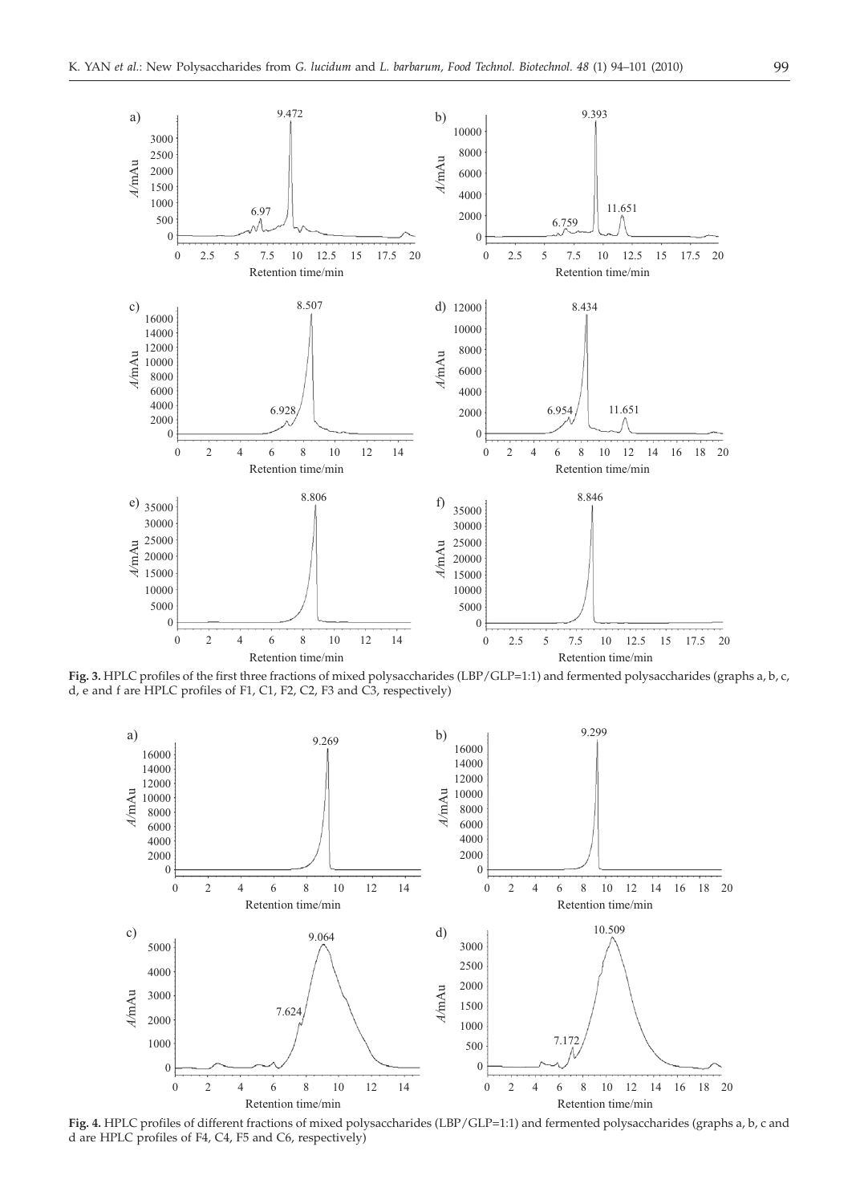**Fig. 3.** HPLC profiles of the first three fractions of mixed polysaccharides (LBP/GLP=1:1) and fermented polysaccharides (graphs a, b, c, d, e and f are HPLC profiles of F1, C1, F2, C2, F3 and C3, respectively)

**Fig. 4.** HPLC profiles of different fractions of mixed polysaccharides (LBP/GLP=1:1) and fermented polysaccharides (graphs a, b, c and d are HPLC profiles of F4, C4, F5 and C6, respectively)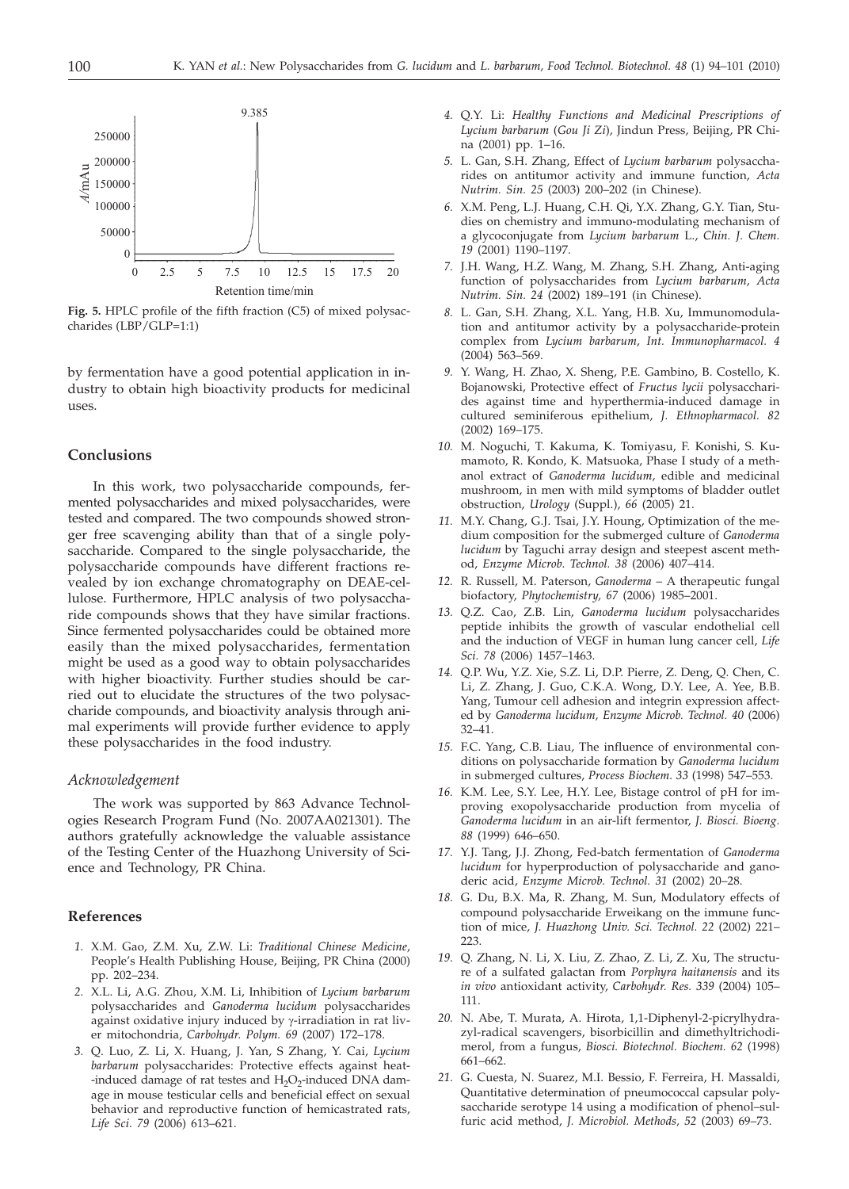Fig. 5. HPLC profile of the fifth fraction (C5) of mixed polysaccharides (LBP/GLP=1:1)

by fermentation have a good potential application in industry to obtain high bioactivity products for medicinal uses.

## Conclusions

In this work, two polysaccharide compounds, fermented polysaccharides and mixed polysaccharides, were tested and compared. The two compounds showed stronger free scavenging ability than that of a single polysaccharide. Compared to the single polysaccharide, the polysaccharide compounds have different fractions revealed by ion exchange chromatography on DEAE-cellulose. Furthermore, HPLC analysis of two polysaccharide compounds shows that they have similar fractions. Since fermented polysaccharides could be obtained more easily than the mixed polysaccharides, fermentation might be used as a good way to obtain polysaccharides with higher bioactivity. Further studies should be carried out to elucidate the structures of the two polysaccharide compounds, and bioactivity analysis through animal experiments will provide further evidence to apply these polysaccharides in the food industry.

### *Acknowledgement*

The work was supported by 863 Advance Technologies Research Program Fund (No. 2007AA021301). The authors gratefully acknowledge the valuable assistance of the Testing Center of the Huazhong University of Science and Technology, PR China.

## References

1. X.M. Gao, Z.M. Xu, Z.W. Li: *Traditional Chinese Medicine*, People's Health Publishing House, Beijing, PR China (2000) pp. 202–234.
2. X.L. Li, A.G. Zhou, X.M. Li, Inhibition of *Lycium barbarum* polysaccharides and *Ganoderma lucidum* polysaccharides against oxidative injury induced by γ-irradiation in rat liver mitochondria, *Carbohydr. Polym. 69* (2007) 172–178.
3. Q. Luo, Z. Li, X. Huang, J. Yan, S Zhang, Y. Cai, *Lycium barbarum* polysaccharides: Protective effects against heat-induced damage of rat testes and $H_2O_2$-induced DNA damage in mouse testicular cells and beneficial effect on sexual behavior and reproductive function of hemicastrated rats, *Life Sci. 79* (2006) 613–621.
4. Q.Y. Li: *Healthy Functions and Medicinal Prescriptions of Lycium barbarum* (*Gou Ji Zi*), Jindun Press, Beijing, PR China (2001) pp. 1–16.
5. L. Gan, S.H. Zhang, Effect of *Lycium barbarum* polysaccharides on antitumor activity and immune function, *Acta Nutrim. Sin. 25* (2003) 200–202 (in Chinese).
6. X.M. Peng, L.J. Huang, C.H. Qi, Y.X. Zhang, G.Y. Tian, Studies on chemistry and immuno-modulating mechanism of a glycoconjugate from *Lycium barbarum* L., *Chin. J. Chem. 19* (2001) 1190–1197.
7. J.H. Wang, H.Z. Wang, M. Zhang, S.H. Zhang, Anti-aging function of polysaccharides from *Lycium barbarum*, *Acta Nutrim. Sin. 24* (2002) 189–191 (in Chinese).
8. L. Gan, S.H. Zhang, X.L. Yang, H.B. Xu, Immunomodulation and antitumor activity by a polysaccharide-protein complex from *Lycium barbarum*, *Int. Immunopharmacol. 4* (2004) 563–569.
9. Y. Wang, H. Zhao, X. Sheng, P.E. Gambino, B. Costello, K. Bojanowski, Protective effect of *Fructus lycii* polysaccharides against time and hyperthermia-induced damage in cultured seminiferous epithelium, *J. Ethnopharmacol. 82* (2002) 169–175.
10. M. Noguchi, T. Kakuma, K. Tomiyasu, F. Konishi, S. Kumamoto, R. Kondo, K. Matsuoka, Phase I study of a methanol extract of *Ganoderma lucidum*, edible and medicinal mushroom, in men with mild symptoms of bladder outlet obstruction, *Urology* (Suppl.), *66* (2005) 21.
11. M.Y. Chang, G.J. Tsai, J.Y. Houng, Optimization of the medium composition for the submerged culture of *Ganoderma lucidum* by Taguchi array design and steepest ascent method, *Enzyme Microb. Technol. 38* (2006) 407–414.
12. R. Russell, M. Paterson, *Ganoderma* – A therapeutic fungal biofactory, *Phytochemistry, 67* (2006) 1985–2001.
13. Q.Z. Cao, Z.B. Lin, *Ganoderma lucidum* polysaccharides peptide inhibits the growth of vascular endothelial cell and the induction of VEGF in human lung cancer cell, *Life Sci. 78* (2006) 1457–1463.
14. Q.P. Wu, Y.Z. Xie, S.Z. Li, D.P. Pierre, Z. Deng, Q. Chen, C. Li, Z. Zhang, J. Guo, C.K.A. Wong, D.Y. Lee, A. Yee, B.B. Yang, Tumour cell adhesion and integrin expression affected by *Ganoderma lucidum*, *Enzyme Microb. Technol. 40* (2006) 32–41.
15. F.C. Yang, C.B. Liau, The influence of environmental conditions on polysaccharide formation by *Ganoderma lucidum* in submerged cultures, *Process Biochem. 33* (1998) 547–553.
16. K.M. Lee, S.Y. Lee, H.Y. Lee, Bistage control of pH for improving exopolysaccharide production from mycelia of *Ganoderma lucidum* in an air-lift fermentor, *J. Biosci. Bioeng. 88* (1999) 646–650.
17. Y.J. Tang, J.J. Zhong, Fed-batch fermentation of *Ganoderma lucidum* for hyperproduction of polysaccharide and ganoderic acid, *Enzyme Microb. Technol. 31* (2002) 20–28.
18. G. Du, B.X. Ma, R. Zhang, M. Sun, Modulatory effects of compound polysaccharide Erweikang on the immune function of mice, *J. Huazhong Univ. Sci. Technol. 22* (2002) 221–223.
19. Q. Zhang, N. Li, X. Liu, Z. Zhao, Z. Li, Z. Xu, The structure of a sulfated galactan from *Porphyra haitanensis* and its *in vivo* antioxidant activity, *Carbohydr. Res. 339* (2004) 105–111.
20. N. Abe, T. Murata, A. Hirota, 1,1-Diphenyl-2-picrylhydrazyl-radical scavengers, bisorbicillin and dimethyltrichodimerol, from a fungus, *Biosci. Biotechnol. Biochem. 62* (1998) 661–662.
21. G. Cuesta, N. Suarez, M.I. Bessio, F. Ferreira, H. Massaldi, Quantitative determination of pneumococcal capsular polysaccharide serotype 14 using a modification of phenol–sulfuric acid method, *J. Microbiol. Methods, 52* (2003) 69–73.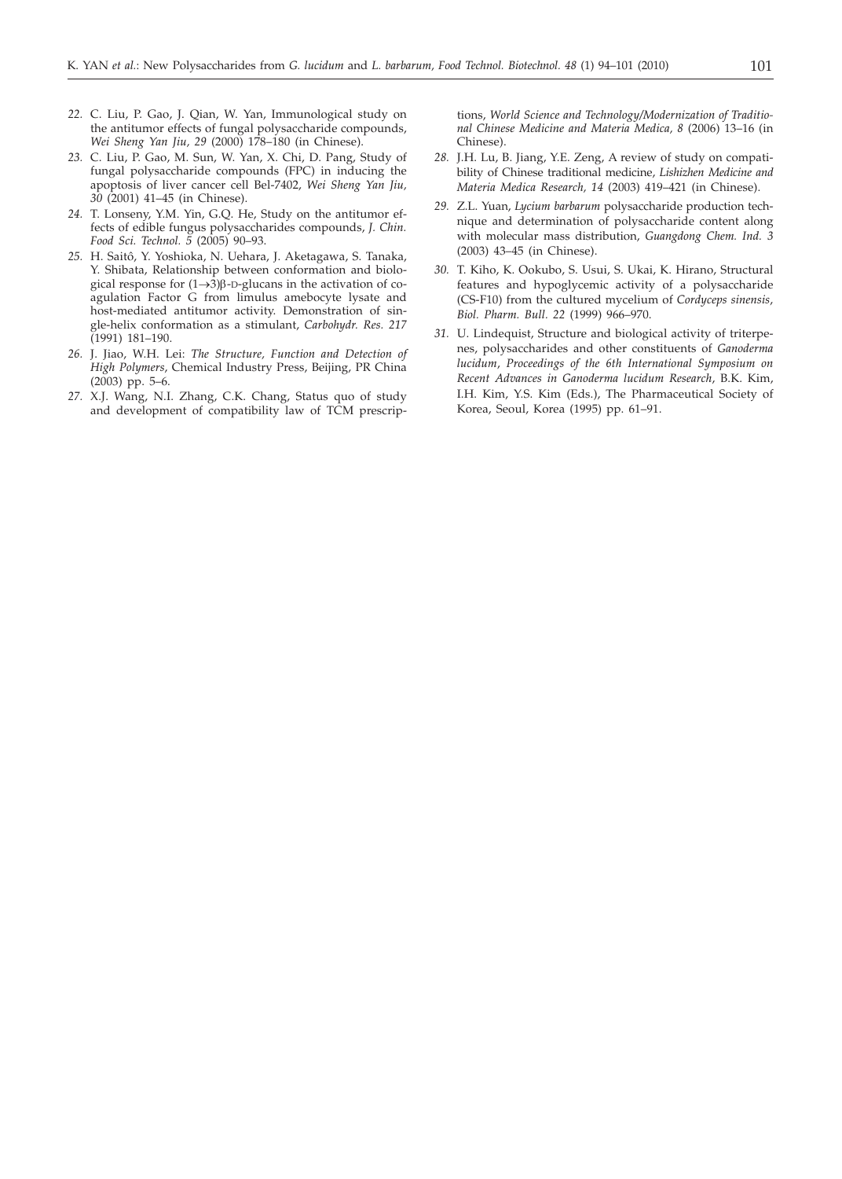22. C. Liu, P. Gao, J. Qian, W. Yan, Immunological study on the antitumor effects of fungal polysaccharide compounds, *Wei Sheng Yan Jiu, 29* (2000) 178–180 (in Chinese).
23. C. Liu, P. Gao, M. Sun, W. Yan, X. Chi, D. Pang, Study of fungal polysaccharide compounds (FPC) in inducing the apoptosis of liver cancer cell Bel-7402, *Wei Sheng Yan Jiu, 30* (2001) 41–45 (in Chinese).
24. T. Lonseny, Y.M. Yin, G.Q. He, Study on the antitumor effects of edible fungus polysaccharides compounds, *J. Chin. Food Sci. Technol. 5* (2005) 90–93.
25. H. Saitô, Y. Yoshioka, N. Uehara, J. Aketagawa, S. Tanaka, Y. Shibata, Relationship between conformation and biological response for $(1\rightarrow3)\beta$-D-glucans in the activation of coagulation Factor G from limulus amebocyte lysate and host-mediated antitumor activity. Demonstration of single-helix conformation as a stimulant, *Carbohydr. Res. 217* (1991) 181–190.
26. J. Jiao, W.H. Lei: *The Structure, Function and Detection of High Polymers*, Chemical Industry Press, Beijing, PR China (2003) pp. 5–6.
27. X.J. Wang, N.I. Zhang, C.K. Chang, Status quo of study and development of compatibility law of TCM prescriptions, *World Science and Technology/Modernization of Traditional Chinese Medicine and Materia Medica, 8* (2006) 13–16 (in Chinese).
28. J.H. Lu, B. Jiang, Y.E. Zeng, A review of study on compatibility of Chinese traditional medicine, *Lishizhen Medicine and Materia Medica Research, 14* (2003) 419–421 (in Chinese).
29. Z.L. Yuan, *Lycium barbarum* polysaccharide production technique and determination of polysaccharide content along with molecular mass distribution, *Guangdong Chem. Ind. 3* (2003) 43–45 (in Chinese).
30. T. Kiho, K. Ookubo, S. Usui, S. Ukai, K. Hirano, Structural features and hypoglycemic activity of a polysaccharide (CS-F10) from the cultured mycelium of *Cordyceps sinensis*, *Biol. Pharm. Bull. 22* (1999) 966–970.
31. U. Lindequist, Structure and biological activity of triterpenes, polysaccharides and other constituents of *Ganoderma lucidum*, *Proceedings of the 6th International Symposium on Recent Advances in Ganoderma lucidum Research*, B.K. Kim, I.H. Kim, Y.S. Kim (Eds.), The Pharmaceutical Society of Korea, Seoul, Korea (1995) pp. 61–91.